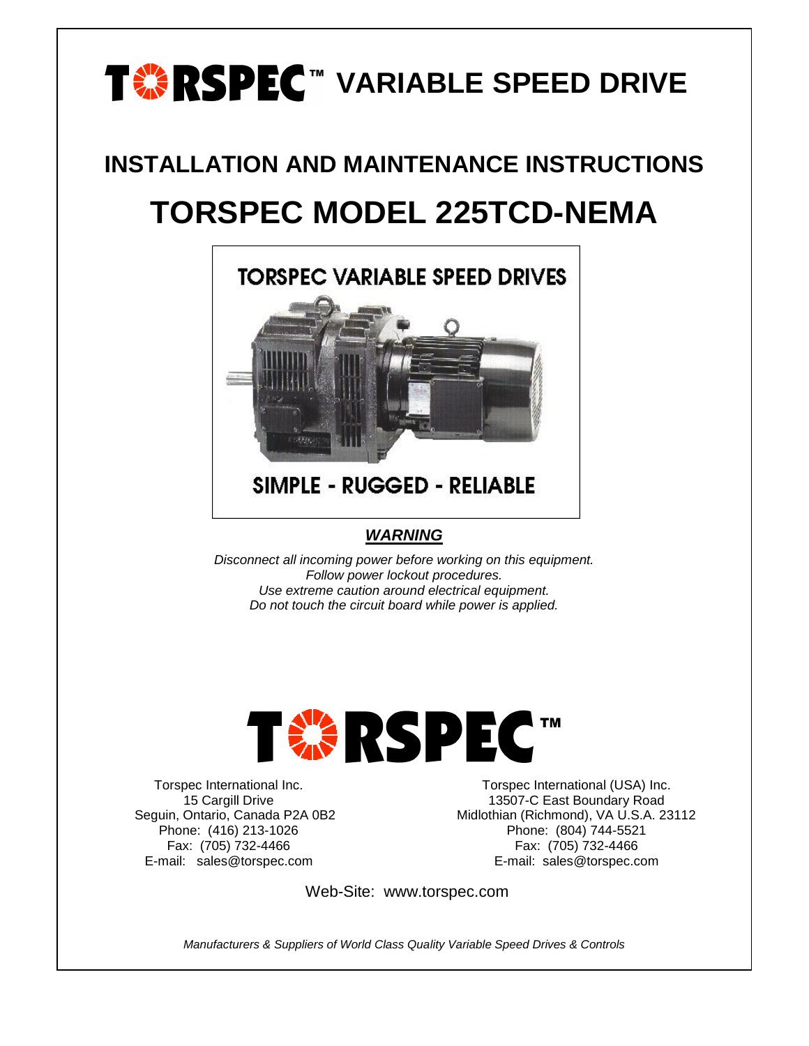# TORSPEC™ VARIABLE SPEED DRIVE

## INSTALLATION AND MAINTENANCE INSTRUCTIONS

# TORSPEC MODEL 225TCD-NEMA

TORSPEC VARIABLE SPEED DRIVES

SIMPLE - RUGGED - RELIABLE

***WARNING***

*Disconnect all incoming power before working on this equipment.*
*Follow power lockout procedures.*
*Use extreme caution around electrical equipment.*
*Do not touch the circuit board while power is applied.*

TORSPEC™

Torspec International Inc.
15 Cargill Drive
Seguin, Ontario, Canada P2A 0B2
Phone: (416) 213-1026
Fax: (705) 732-4466
E-mail: sales@torspec.com

Torspec International (USA) Inc.
13507-C East Boundary Road
Midlothian (Richmond), VA U.S.A. 23112
Phone: (804) 744-5521
Fax: (705) 732-4466
E-mail: sales@torspec.com

Web-Site: www.torspec.com

*Manufacturers & Suppliers of World Class Quality Variable Speed Drives & Controls*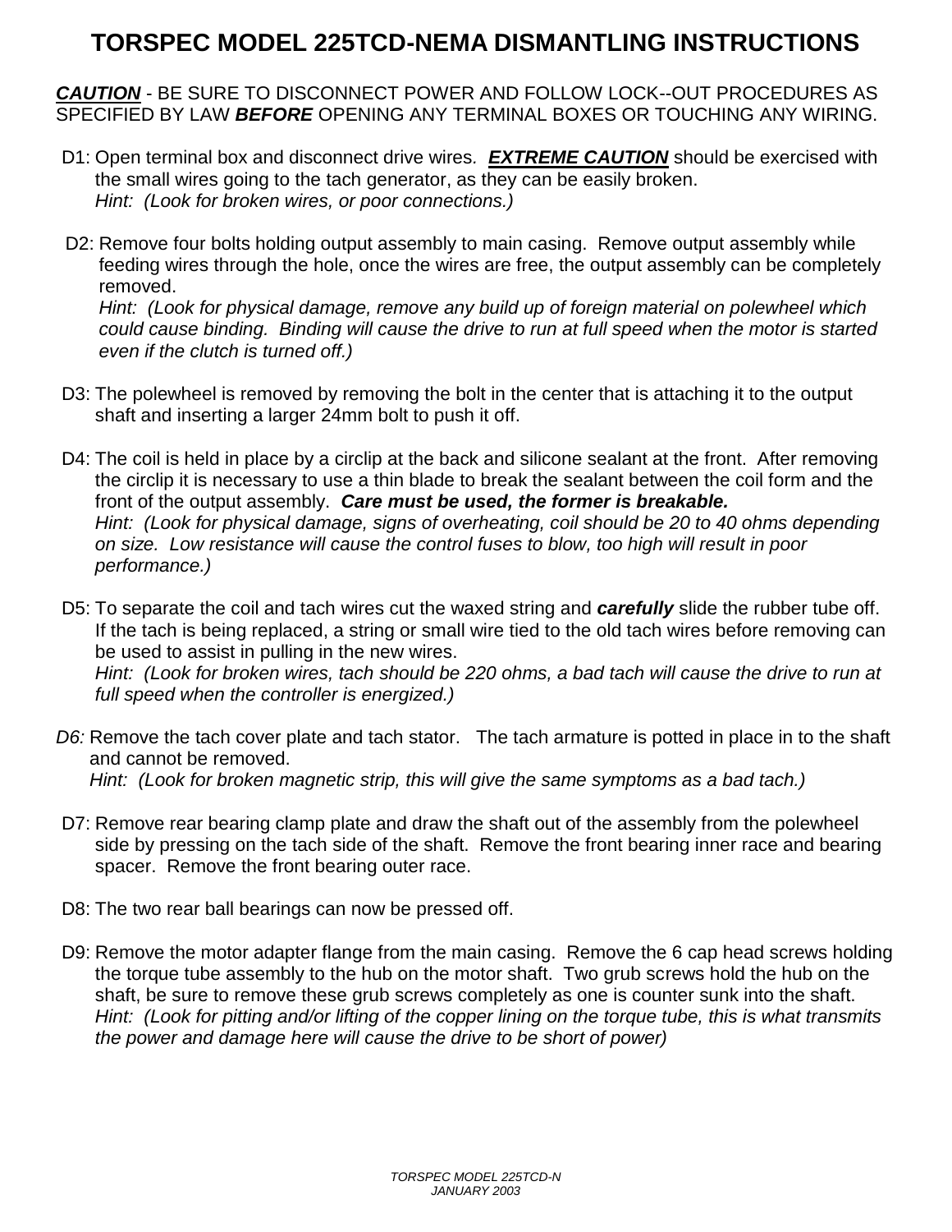# TORSPEC MODEL 225TCD-NEMA DISMANTLING INSTRUCTIONS

***CAUTION*** - BE SURE TO DISCONNECT POWER AND FOLLOW LOCK--OUT PROCEDURES AS SPECIFIED BY LAW ***BEFORE*** OPENING ANY TERMINAL BOXES OR TOUCHING ANY WIRING.

D1: Open terminal box and disconnect drive wires. ***EXTREME CAUTION*** should be exercised with the small wires going to the tach generator, as they can be easily broken.
*Hint: (Look for broken wires, or poor connections.)*

D2: Remove four bolts holding output assembly to main casing. Remove output assembly while feeding wires through the hole, once the wires are free, the output assembly can be completely removed.
*Hint: (Look for physical damage, remove any build up of foreign material on polewheel which could cause binding. Binding will cause the drive to run at full speed when the motor is started even if the clutch is turned off.)*

D3: The polewheel is removed by removing the bolt in the center that is attaching it to the output shaft and inserting a larger 24mm bolt to push it off.

D4: The coil is held in place by a circlip at the back and silicone sealant at the front. After removing the circlip it is necessary to use a thin blade to break the sealant between the coil form and the front of the output assembly. ***Care must be used, the former is breakable.***
*Hint: (Look for physical damage, signs of overheating, coil should be 20 to 40 ohms depending on size. Low resistance will cause the control fuses to blow, too high will result in poor performance.)*

D5: To separate the coil and tach wires cut the waxed string and ***carefully*** slide the rubber tube off. If the tach is being replaced, a string or small wire tied to the old tach wires before removing can be used to assist in pulling in the new wires.
*Hint: (Look for broken wires, tach should be 220 ohms, a bad tach will cause the drive to run at full speed when the controller is energized.)*

*D6:* Remove the tach cover plate and tach stator. The tach armature is potted in place in to the shaft and cannot be removed.
*Hint: (Look for broken magnetic strip, this will give the same symptoms as a bad tach.)*

D7: Remove rear bearing clamp plate and draw the shaft out of the assembly from the polewheel side by pressing on the tach side of the shaft. Remove the front bearing inner race and bearing spacer. Remove the front bearing outer race.

D8: The two rear ball bearings can now be pressed off.

D9: Remove the motor adapter flange from the main casing. Remove the 6 cap head screws holding the torque tube assembly to the hub on the motor shaft. Two grub screws hold the hub on the shaft, be sure to remove these grub screws completely as one is counter sunk into the shaft.
*Hint: (Look for pitting and/or lifting of the copper lining on the torque tube, this is what transmits the power and damage here will cause the drive to be short of power)*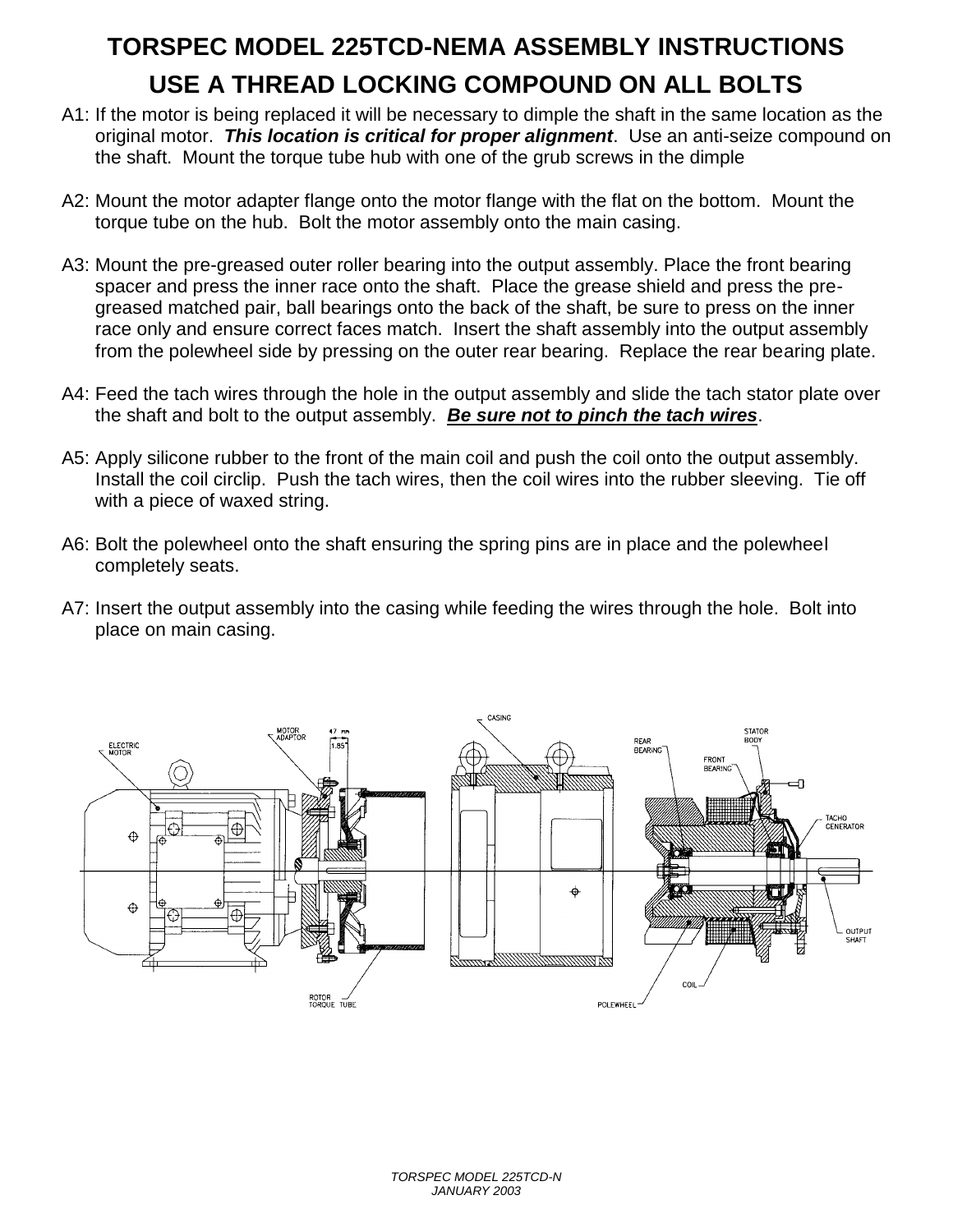# TORSPEC MODEL 225TCD-NEMA ASSEMBLY INSTRUCTIONS

## USE A THREAD LOCKING COMPOUND ON ALL BOLTS

A1: If the motor is being replaced it will be necessary to dimple the shaft in the same location as the original motor. ***This location is critical for proper alignment***. Use an anti-seize compound on the shaft. Mount the torque tube hub with one of the grub screws in the dimple

A2: Mount the motor adapter flange onto the motor flange with the flat on the bottom. Mount the torque tube on the hub. Bolt the motor assembly onto the main casing.

A3: Mount the pre-greased outer roller bearing into the output assembly. Place the front bearing spacer and press the inner race onto the shaft. Place the grease shield and press the pre-greased matched pair, ball bearings onto the back of the shaft, be sure to press on the inner race only and ensure correct faces match. Insert the shaft assembly into the output assembly from the polewheel side by pressing on the outer rear bearing. Replace the rear bearing plate.

A4: Feed the tach wires through the hole in the output assembly and slide the tach stator plate over the shaft and bolt to the output assembly. ***Be sure not to pinch the tach wires***.

A5: Apply silicone rubber to the front of the main coil and push the coil onto the output assembly. Install the coil circlip. Push the tach wires, then the coil wires into the rubber sleeving. Tie off with a piece of waxed string.

A6: Bolt the polewheel onto the shaft ensuring the spring pins are in place and the polewheel completely seats.

A7: Insert the output assembly into the casing while feeding the wires through the hole. Bolt into place on main casing.

ELECTRIC MOTOR — MOTOR ADAPTOR — 47 mm 1.85 — ROTOR TORQUE TUBE — CASING — REAR BEARING — FRONT BEARING — STATOR BODY — TACHO GENERATOR — OUTPUT SHAFT — COIL — POLEWHEEL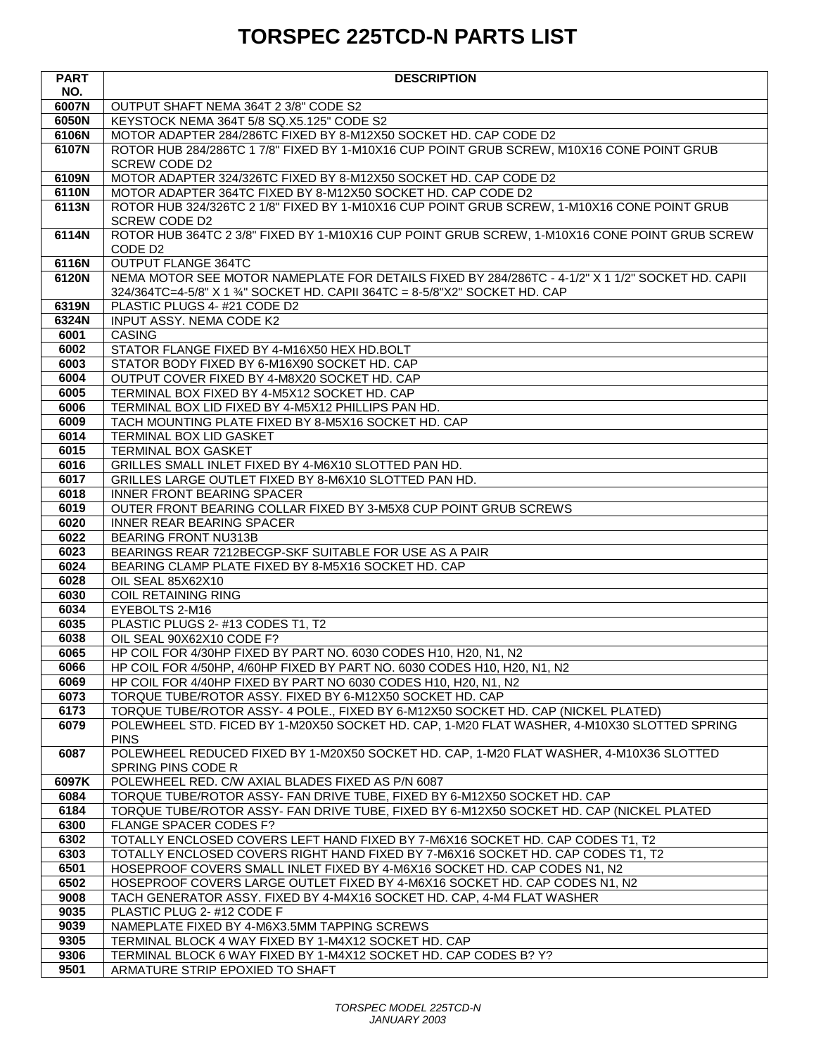# TORSPEC 225TCD-N PARTS LIST

| PART NO. | DESCRIPTION |
|---|---|
| 6007N | OUTPUT SHAFT NEMA 364T 2 3/8" CODE S2 |
| 6050N | KEYSTOCK NEMA 364T 5/8 SQ.X5.125" CODE S2 |
| 6106N | MOTOR ADAPTER 284/286TC FIXED BY 8-M12X50 SOCKET HD. CAP CODE D2 |
| 6107N | ROTOR HUB 284/286TC 1 7/8" FIXED BY 1-M10X16 CUP POINT GRUB SCREW, M10X16 CONE POINT GRUB SCREW CODE D2 |
| 6109N | MOTOR ADAPTER 324/326TC FIXED BY 8-M12X50 SOCKET HD. CAP CODE D2 |
| 6110N | MOTOR ADAPTER 364TC FIXED BY 8-M12X50 SOCKET HD. CAP CODE D2 |
| 6113N | ROTOR HUB 324/326TC 2 1/8" FIXED BY 1-M10X16 CUP POINT GRUB SCREW, 1-M10X16 CONE POINT GRUB SCREW CODE D2 |
| 6114N | ROTOR HUB 364TC 2 3/8" FIXED BY 1-M10X16 CUP POINT GRUB SCREW, 1-M10X16 CONE POINT GRUB SCREW CODE D2 |
| 6116N | OUTPUT FLANGE 364TC |
| 6120N | NEMA MOTOR SEE MOTOR NAMEPLATE FOR DETAILS FIXED BY 284/286TC - 4-1/2" X 1 1/2" SOCKET HD. CAPII 324/364TC=4-5/8" X 1 ¾" SOCKET HD. CAPII 364TC = 8-5/8"X2" SOCKET HD. CAP |
| 6319N | PLASTIC PLUGS 4- #21 CODE D2 |
| 6324N | INPUT ASSY. NEMA CODE K2 |
| 6001 | CASING |
| 6002 | STATOR FLANGE FIXED BY 4-M16X50 HEX HD.BOLT |
| 6003 | STATOR BODY FIXED BY 6-M16X90 SOCKET HD. CAP |
| 6004 | OUTPUT COVER FIXED BY 4-M8X20 SOCKET HD. CAP |
| 6005 | TERMINAL BOX FIXED BY 4-M5X12 SOCKET HD. CAP |
| 6006 | TERMINAL BOX LID FIXED BY 4-M5X12 PHILLIPS PAN HD. |
| 6009 | TACH MOUNTING PLATE FIXED BY 8-M5X16 SOCKET HD. CAP |
| 6014 | TERMINAL BOX LID GASKET |
| 6015 | TERMINAL BOX GASKET |
| 6016 | GRILLES SMALL INLET FIXED BY 4-M6X10 SLOTTED PAN HD. |
| 6017 | GRILLES LARGE OUTLET FIXED BY 8-M6X10 SLOTTED PAN HD. |
| 6018 | INNER FRONT BEARING SPACER |
| 6019 | OUTER FRONT BEARING COLLAR FIXED BY 3-M5X8 CUP POINT GRUB SCREWS |
| 6020 | INNER REAR BEARING SPACER |
| 6022 | BEARING FRONT NU313B |
| 6023 | BEARINGS REAR 7212BECGP-SKF SUITABLE FOR USE AS A PAIR |
| 6024 | BEARING CLAMP PLATE FIXED BY 8-M5X16 SOCKET HD. CAP |
| 6028 | OIL SEAL 85X62X10 |
| 6030 | COIL RETAINING RING |
| 6034 | EYEBOLTS 2-M16 |
| 6035 | PLASTIC PLUGS 2- #13 CODES T1, T2 |
| 6038 | OIL SEAL 90X62X10 CODE F? |
| 6065 | HP COIL FOR 4/30HP FIXED BY PART NO. 6030 CODES H10, H20, N1, N2 |
| 6066 | HP COIL FOR 4/50HP, 4/60HP FIXED BY PART NO. 6030 CODES H10, H20, N1, N2 |
| 6069 | HP COIL FOR 4/40HP FIXED BY PART NO 6030 CODES H10, H20, N1, N2 |
| 6073 | TORQUE TUBE/ROTOR ASSY. FIXED BY 6-M12X50 SOCKET HD. CAP |
| 6173 | TORQUE TUBE/ROTOR ASSY- 4 POLE., FIXED BY 6-M12X50 SOCKET HD. CAP (NICKEL PLATED) |
| 6079 | POLEWHEEL STD. FICED BY 1-M20X50 SOCKET HD. CAP, 1-M20 FLAT WASHER, 4-M10X30 SLOTTED SPRING PINS |
| 6087 | POLEWHEEL REDUCED FIXED BY 1-M20X50 SOCKET HD. CAP, 1-M20 FLAT WASHER, 4-M10X36 SLOTTED SPRING PINS CODE R |
| 6097K | POLEWHEEL RED. C/W AXIAL BLADES FIXED AS P/N 6087 |
| 6084 | TORQUE TUBE/ROTOR ASSY- FAN DRIVE TUBE, FIXED BY 6-M12X50 SOCKET HD. CAP |
| 6184 | TORQUE TUBE/ROTOR ASSY- FAN DRIVE TUBE, FIXED BY 6-M12X50 SOCKET HD. CAP (NICKEL PLATED |
| 6300 | FLANGE SPACER CODES F? |
| 6302 | TOTALLY ENCLOSED COVERS LEFT HAND FIXED BY 7-M6X16 SOCKET HD. CAP CODES T1, T2 |
| 6303 | TOTALLY ENCLOSED COVERS RIGHT HAND FIXED BY 7-M6X16 SOCKET HD. CAP CODES T1, T2 |
| 6501 | HOSEPROOF COVERS SMALL INLET FIXED BY 4-M6X16 SOCKET HD. CAP CODES N1, N2 |
| 6502 | HOSEPROOF COVERS LARGE OUTLET FIXED BY 4-M6X16 SOCKET HD. CAP CODES N1, N2 |
| 9008 | TACH GENERATOR ASSY. FIXED BY 4-M4X16 SOCKET HD. CAP, 4-M4 FLAT WASHER |
| 9035 | PLASTIC PLUG 2- #12 CODE F |
| 9039 | NAMEPLATE FIXED BY 4-M6X3.5MM TAPPING SCREWS |
| 9305 | TERMINAL BLOCK 4 WAY FIXED BY 1-M4X12 SOCKET HD. CAP |
| 9306 | TERMINAL BLOCK 6 WAY FIXED BY 1-M4X12 SOCKET HD. CAP CODES B? Y? |
| 9501 | ARMATURE STRIP EPOXIED TO SHAFT |

*TORSPEC MODEL 225TCD-N*
*JANUARY 2003*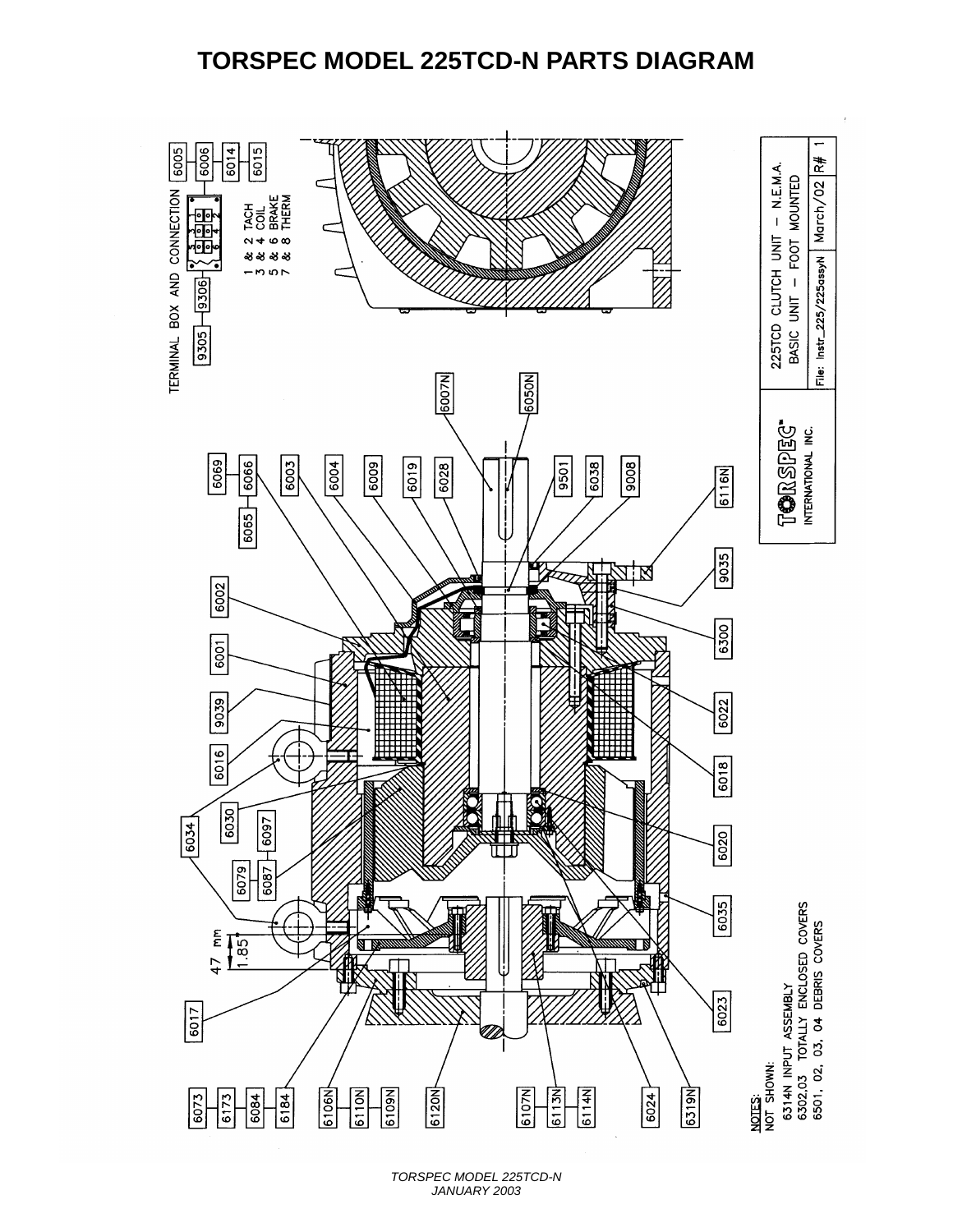# TORSPEC MODEL 225TCD-N PARTS DIAGRAM

TERMINAL BOX AND CONNECTION

6005 6006 6014 6015

9305 9306

1 & 2 TACH
3 & 4 COIL
5 & 6 BRAKE
7 & 8 THERM

6069 6066 6065 6003 6004 6009 6019 6028 9501 6038 9008 6116N 6007N 6050N

6002 6001 9039 6016 6034 6030 6097 6079 6087 9035 6300 6022 6018 6020 6035 6023

47 mm
1.85"

6017

6073 6173 6084 6184 6106N 6110N 6109N 6120N 6107N 6113N 6114N 6024 6319N

225TCD CLUTCH UNIT – N.E.M.A.
BASIC UNIT – FOOT MOUNTED

TORSPEC™ INTERNATIONAL INC.

File: Instr_225/225assyN | March/02 | R# 1

NOTES:
NOT SHOWN:
6314N INPUT ASSEMBLY
6302,03 TOTALLY ENCLOSED COVERS
6501, 02, 03, 04 DEBRIS COVERS

*TORSPEC MODEL 225TCD-N*
*JANUARY 2003*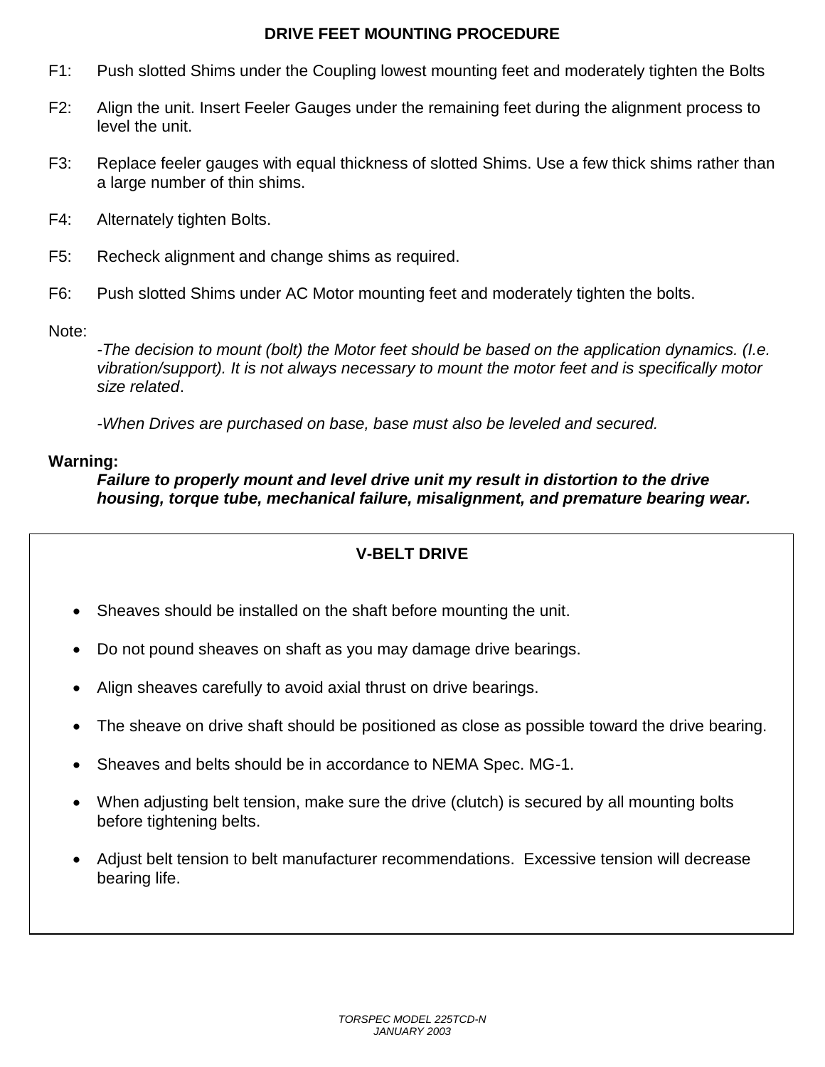## DRIVE FEET MOUNTING PROCEDURE

F1: Push slotted Shims under the Coupling lowest mounting feet and moderately tighten the Bolts

F2: Align the unit. Insert Feeler Gauges under the remaining feet during the alignment process to level the unit.

F3: Replace feeler gauges with equal thickness of slotted Shims. Use a few thick shims rather than a large number of thin shims.

F4: Alternately tighten Bolts.

F5: Recheck alignment and change shims as required.

F6: Push slotted Shims under AC Motor mounting feet and moderately tighten the bolts.

Note:

*-The decision to mount (bolt) the Motor feet should be based on the application dynamics. (I.e. vibration/support). It is not always necessary to mount the motor feet and is specifically motor size related*.

*-When Drives are purchased on base, base must also be leveled and secured.*

**Warning:**

***Failure to properly mount and level drive unit my result in distortion to the drive housing, torque tube, mechanical failure, misalignment, and premature bearing wear.***

## V-BELT DRIVE

- Sheaves should be installed on the shaft before mounting the unit.
- Do not pound sheaves on shaft as you may damage drive bearings.
- Align sheaves carefully to avoid axial thrust on drive bearings.
- The sheave on drive shaft should be positioned as close as possible toward the drive bearing.
- Sheaves and belts should be in accordance to NEMA Spec. MG-1.
- When adjusting belt tension, make sure the drive (clutch) is secured by all mounting bolts before tightening belts.
- Adjust belt tension to belt manufacturer recommendations. Excessive tension will decrease bearing life.